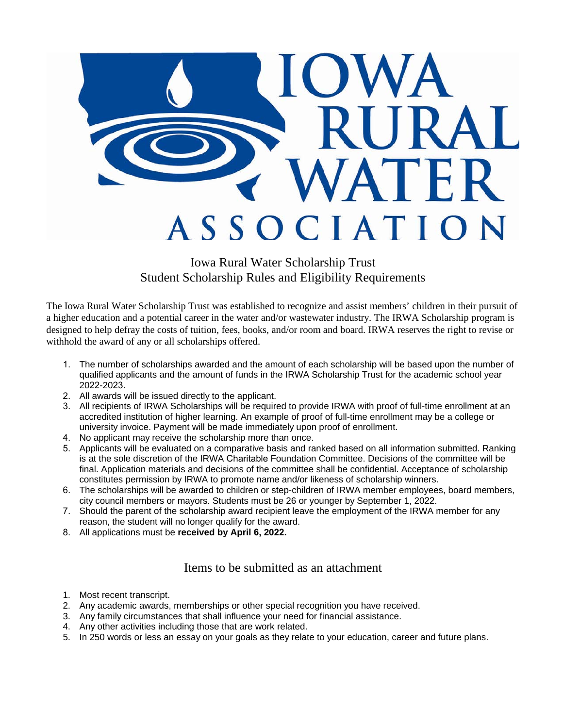# IOWA RURAL WATER ASSOCIATION

## Iowa Rural Water Scholarship Trust
## Student Scholarship Rules and Eligibility Requirements

The Iowa Rural Water Scholarship Trust was established to recognize and assist members' children in their pursuit of a higher education and a potential career in the water and/or wastewater industry. The IRWA Scholarship program is designed to help defray the costs of tuition, fees, books, and/or room and board. IRWA reserves the right to revise or withhold the award of any or all scholarships offered.

1. The number of scholarships awarded and the amount of each scholarship will be based upon the number of qualified applicants and the amount of funds in the IRWA Scholarship Trust for the academic school year 2022-2023.
2. All awards will be issued directly to the applicant.
3. All recipients of IRWA Scholarships will be required to provide IRWA with proof of full-time enrollment at an accredited institution of higher learning. An example of proof of full-time enrollment may be a college or university invoice. Payment will be made immediately upon proof of enrollment.
4. No applicant may receive the scholarship more than once.
5. Applicants will be evaluated on a comparative basis and ranked based on all information submitted. Ranking is at the sole discretion of the IRWA Charitable Foundation Committee. Decisions of the committee will be final. Application materials and decisions of the committee shall be confidential. Acceptance of scholarship constitutes permission by IRWA to promote name and/or likeness of scholarship winners.
6. The scholarships will be awarded to children or step-children of IRWA member employees, board members, city council members or mayors. Students must be 26 or younger by September 1, 2022.
7. Should the parent of the scholarship award recipient leave the employment of the IRWA member for any reason, the student will no longer qualify for the award.
8. All applications must be **received by April 6, 2022.**

## Items to be submitted as an attachment

1. Most recent transcript.
2. Any academic awards, memberships or other special recognition you have received.
3. Any family circumstances that shall influence your need for financial assistance.
4. Any other activities including those that are work related.
5. In 250 words or less an essay on your goals as they relate to your education, career and future plans.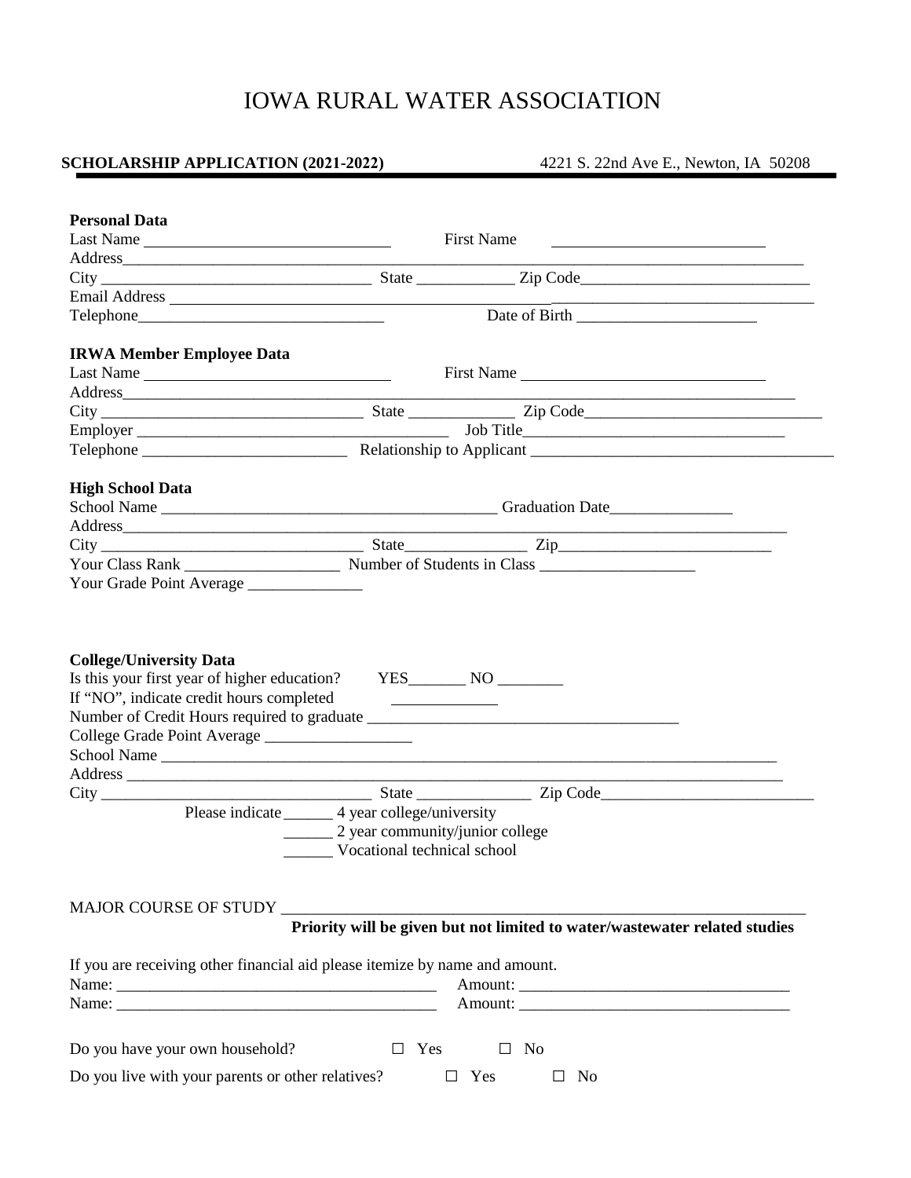# IOWA RURAL WATER ASSOCIATION

**SCHOLARSHIP APPLICATION (2021-2022)** 4221 S. 22nd Ave E., Newton, IA 50208

**Personal Data**

Last Name ______________________________ First Name ______________________________

Address______________________________________________________________________________

City _________________________________ State ____________ Zip Code____________________________

Email Address ___________________________________________________________________________

Telephone_______________________________ Date of Birth ______________________

**IRWA Member Employee Data**

Last Name ______________________________ First Name ______________________________

Address______________________________________________________________________________

City _________________________________ State _____________ Zip Code______________________________

Employer _______________________________________ Job Title________________________________

Telephone __________________________ Relationship to Applicant ______________________________________

**High School Data**

School Name __________________________________________ Graduation Date_______________

Address______________________________________________________________________________

City _________________________________ State_______________ Zip___________________________

Your Class Rank ___________________ Number of Students in Class ___________________

Your Grade Point Average ______________

**College/University Data**

Is this your first year of higher education? YES_______ NO ________

If "NO", indicate credit hours completed _____________

Number of Credit Hours required to graduate ______________________________________

College Grade Point Average __________________

School Name ____________________________________________________________________________

Address ________________________________________________________________________________

City _________________________________ State ______________ Zip Code__________________________

Please indicate ______ 4 year college/university

______ 2 year community/junior college

______ Vocational technical school

MAJOR COURSE OF STUDY ____________________________________________________________

**Priority will be given but not limited to water/wastewater related studies**

If you are receiving other financial aid please itemize by name and amount.

Name: ________________________________________ Amount: __________________________________

Name: ________________________________________ Amount: __________________________________

Do you have your own household? ☐ Yes ☐ No

Do you live with your parents or other relatives? ☐ Yes ☐ No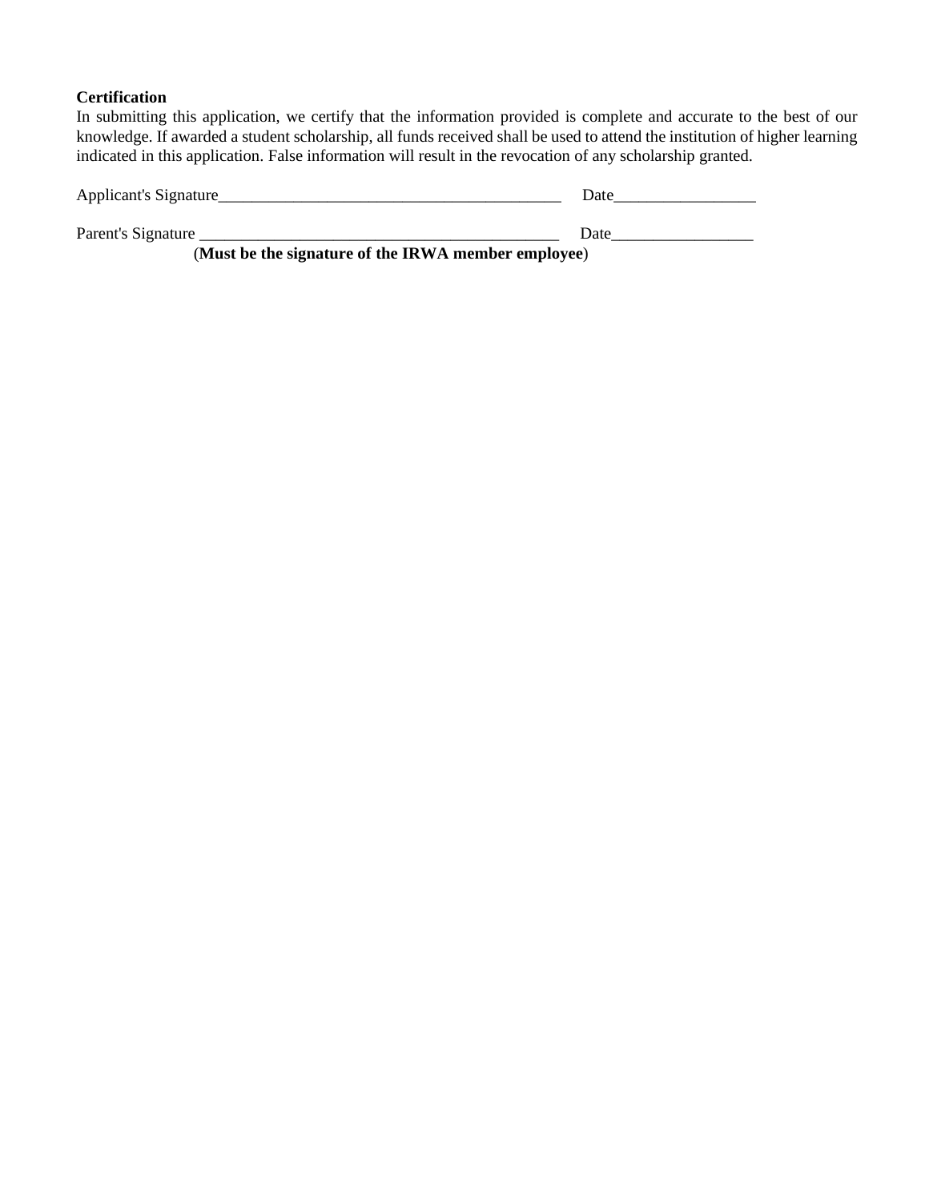**Certification**

In submitting this application, we certify that the information provided is complete and accurate to the best of our knowledge. If awarded a student scholarship, all funds received shall be used to attend the institution of higher learning indicated in this application. False information will result in the revocation of any scholarship granted.

Applicant's Signature___________________________________________ Date_________________

Parent's Signature _____________________________________________ Date_________________

(**Must be the signature of the IRWA member employee**)